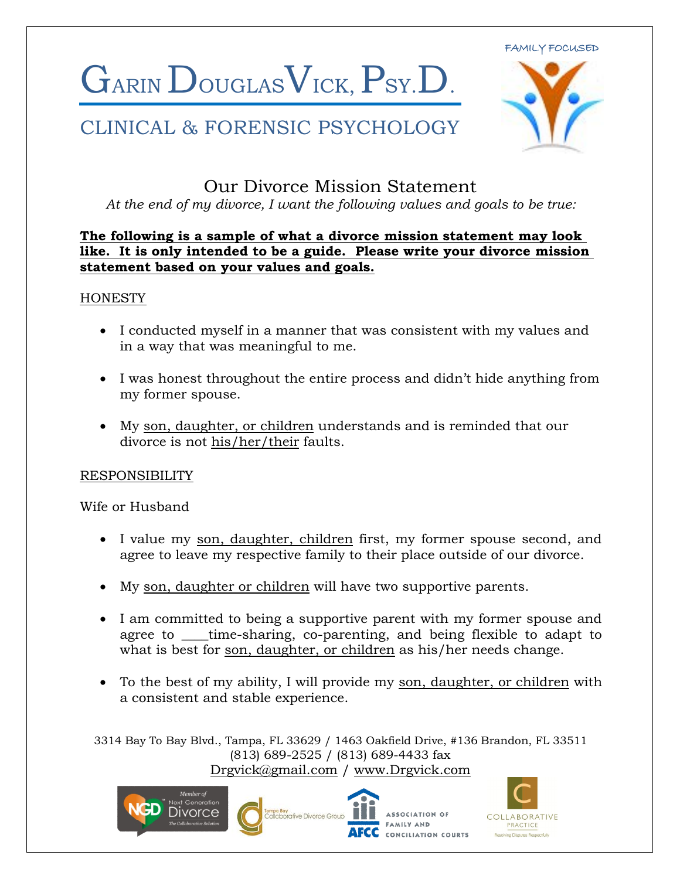# Garin Douglas Vick, Psy.D.

## CLINICAL & FORENSIC PSYCHOLOGY

FAMILY FOCUSED

## Our Divorce Mission Statement

*At the end of my divorce, I want the following values and goals to be true:*

**The following is a sample of what a divorce mission statement may look like. It is only intended to be a guide. Please write your divorce mission statement based on your values and goals.**

HONESTY

- I conducted myself in a manner that was consistent with my values and in a way that was meaningful to me.
- I was honest throughout the entire process and didn't hide anything from my former spouse.
- My son, daughter, or children understands and is reminded that our divorce is not his/her/their faults.

RESPONSIBILITY

Wife or Husband

- I value my son, daughter, children first, my former spouse second, and agree to leave my respective family to their place outside of our divorce.
- My son, daughter or children will have two supportive parents.
- I am committed to being a supportive parent with my former spouse and agree to \_\_\_\_time-sharing, co-parenting, and being flexible to adapt to what is best for son, daughter, or children as his/her needs change.
- To the best of my ability, I will provide my son, daughter, or children with a consistent and stable experience.

3314 Bay To Bay Blvd., Tampa, FL 33629 / 1463 Oakfield Drive, #136 Brandon, FL 33511
(813) 689-2525 / (813) 689-4433 fax
Drgvick@gmail.com / www.Drgvick.com

Member of Next Generation Divorce — The Collaborative Solution | Tampa Bay Collaborative Divorce Group | AFCC Association of Family and Conciliation Courts | Collaborative Practice — Resolving Disputes Respectfully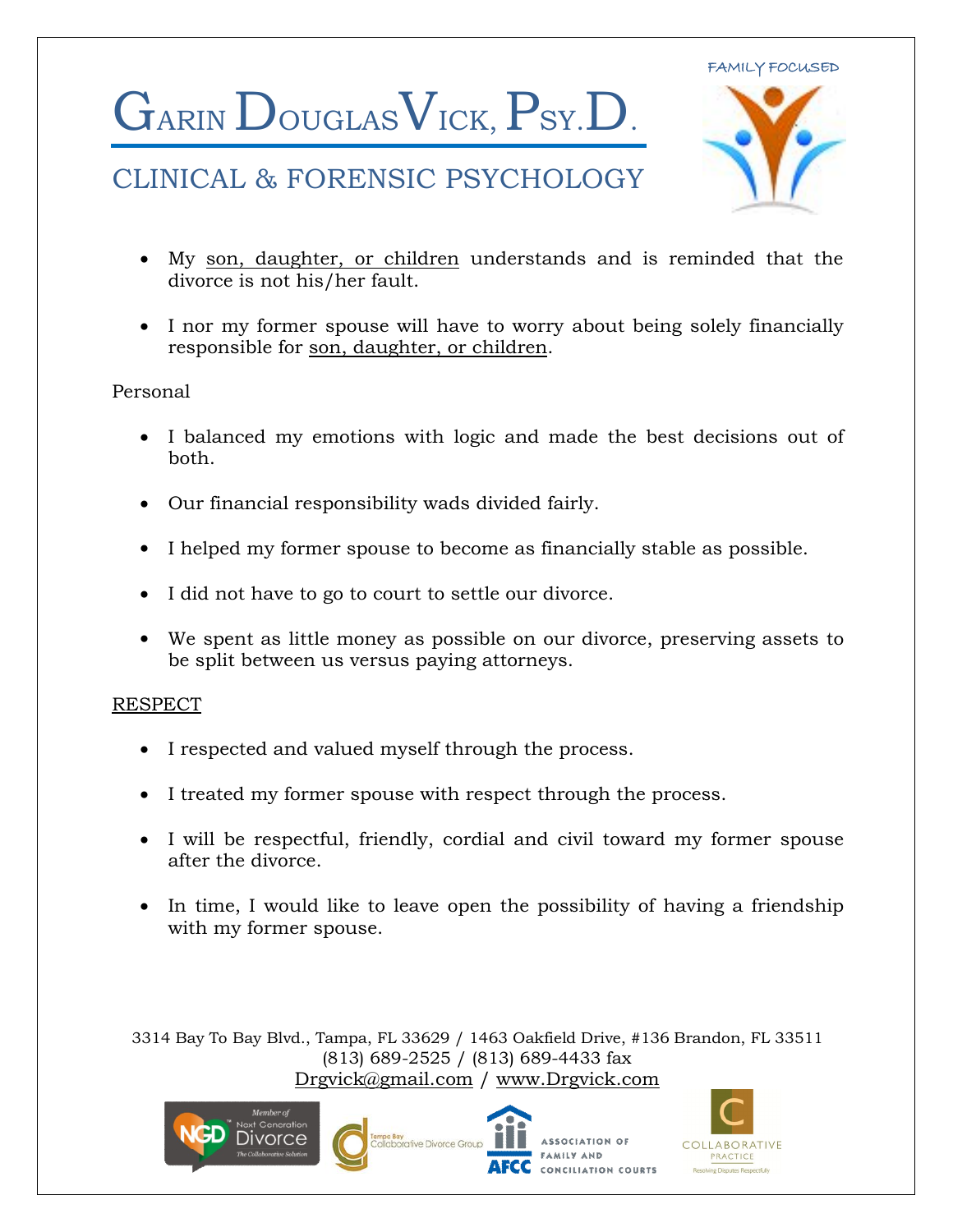- My <u>son, daughter, or children</u> understands and is reminded that the divorce is not his/her fault.

- I nor my former spouse will have to worry about being solely financially responsible for <u>son, daughter, or children</u>.

Personal

- I balanced my emotions with logic and made the best decisions out of both.

- Our financial responsibility wads divided fairly.

- I helped my former spouse to become as financially stable as possible.

- I did not have to go to court to settle our divorce.

- We spent as little money as possible on our divorce, preserving assets to be split between us versus paying attorneys.

<u>RESPECT</u>

- I respected and valued myself through the process.

- I treated my former spouse with respect through the process.

- I will be respectful, friendly, cordial and civil toward my former spouse after the divorce.

- In time, I would like to leave open the possibility of having a friendship with my former spouse.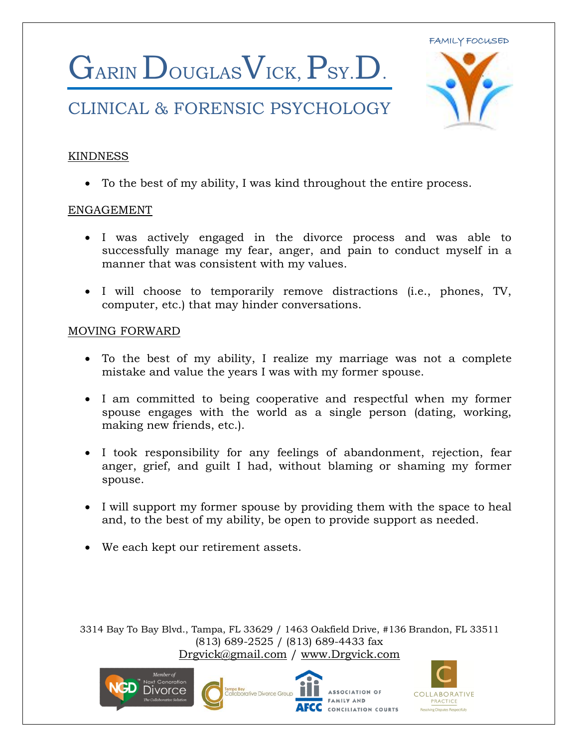# Garin Douglas Vick, Psy.D.

## Clinical & Forensic Psychology

FAMILY FOCUSED

KINDNESS

- To the best of my ability, I was kind throughout the entire process.

ENGAGEMENT

- I was actively engaged in the divorce process and was able to successfully manage my fear, anger, and pain to conduct myself in a manner that was consistent with my values.
- I will choose to temporarily remove distractions (i.e., phones, TV, computer, etc.) that may hinder conversations.

MOVING FORWARD

- To the best of my ability, I realize my marriage was not a complete mistake and value the years I was with my former spouse.
- I am committed to being cooperative and respectful when my former spouse engages with the world as a single person (dating, working, making new friends, etc.).
- I took responsibility for any feelings of abandonment, rejection, fear anger, grief, and guilt I had, without blaming or shaming my former spouse.
- I will support my former spouse by providing them with the space to heal and, to the best of my ability, be open to provide support as needed.
- We each kept our retirement assets.

3314 Bay To Bay Blvd., Tampa, FL 33629 / 1463 Oakfield Drive, #136 Brandon, FL 33511
(813) 689-2525 / (813) 689-4433 fax
Drgvick@gmail.com / www.Drgvick.com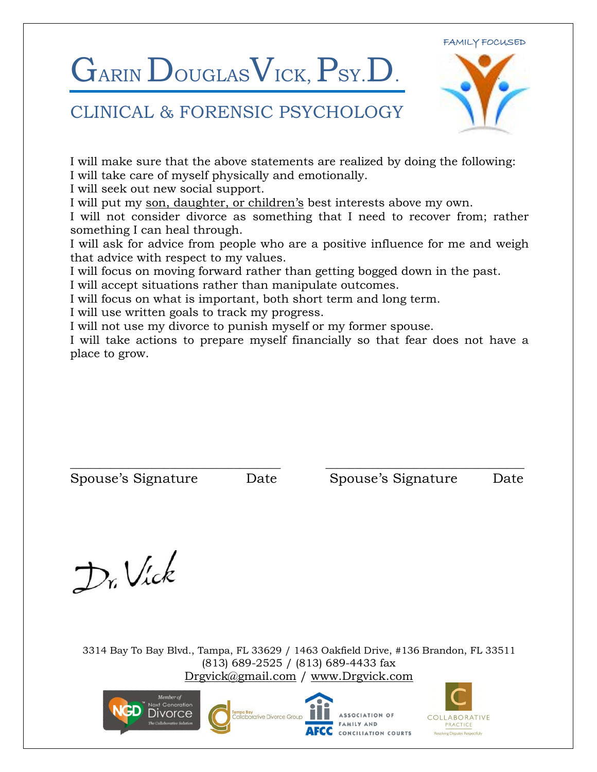# GARIN DOUGLAS VICK, PSY.D.

## CLINICAL & FORENSIC PSYCHOLOGY

FAMILY FOCUSED

I will make sure that the above statements are realized by doing the following:
I will take care of myself physically and emotionally.
I will seek out new social support.
I will put my son, daughter, or children's best interests above my own.
I will not consider divorce as something that I need to recover from; rather something I can heal through.
I will ask for advice from people who are a positive influence for me and weigh that advice with respect to my values.
I will focus on moving forward rather than getting bogged down in the past.
I will accept situations rather than manipulate outcomes.
I will focus on what is important, both short term and long term.
I will use written goals to track my progress.
I will not use my divorce to punish myself or my former spouse.
I will take actions to prepare myself financially so that fear does not have a place to grow.

\_\_\_\_\_\_\_\_\_\_\_\_\_\_\_\_\_\_\_\_\_\_\_\_\_\_\_\_\_\_ \_\_\_\_\_\_\_\_\_\_\_\_\_\_\_\_\_\_\_\_\_\_\_\_\_\_\_\_\_\_

Spouse's Signature Date Spouse's Signature Date

Dr. Vick

3314 Bay To Bay Blvd., Tampa, FL 33629 / 1463 Oakfield Drive, #136 Brandon, FL 33511
(813) 689-2525 / (813) 689-4433 fax
Drgvick@gmail.com / www.Drgvick.com

Member of Next Generation Divorce — The Collaborative Solution | Tampa Bay Collaborative Divorce Group | AFCC Association of Family and Conciliation Courts | Collaborative Practice — Resolving Disputes Respectfully